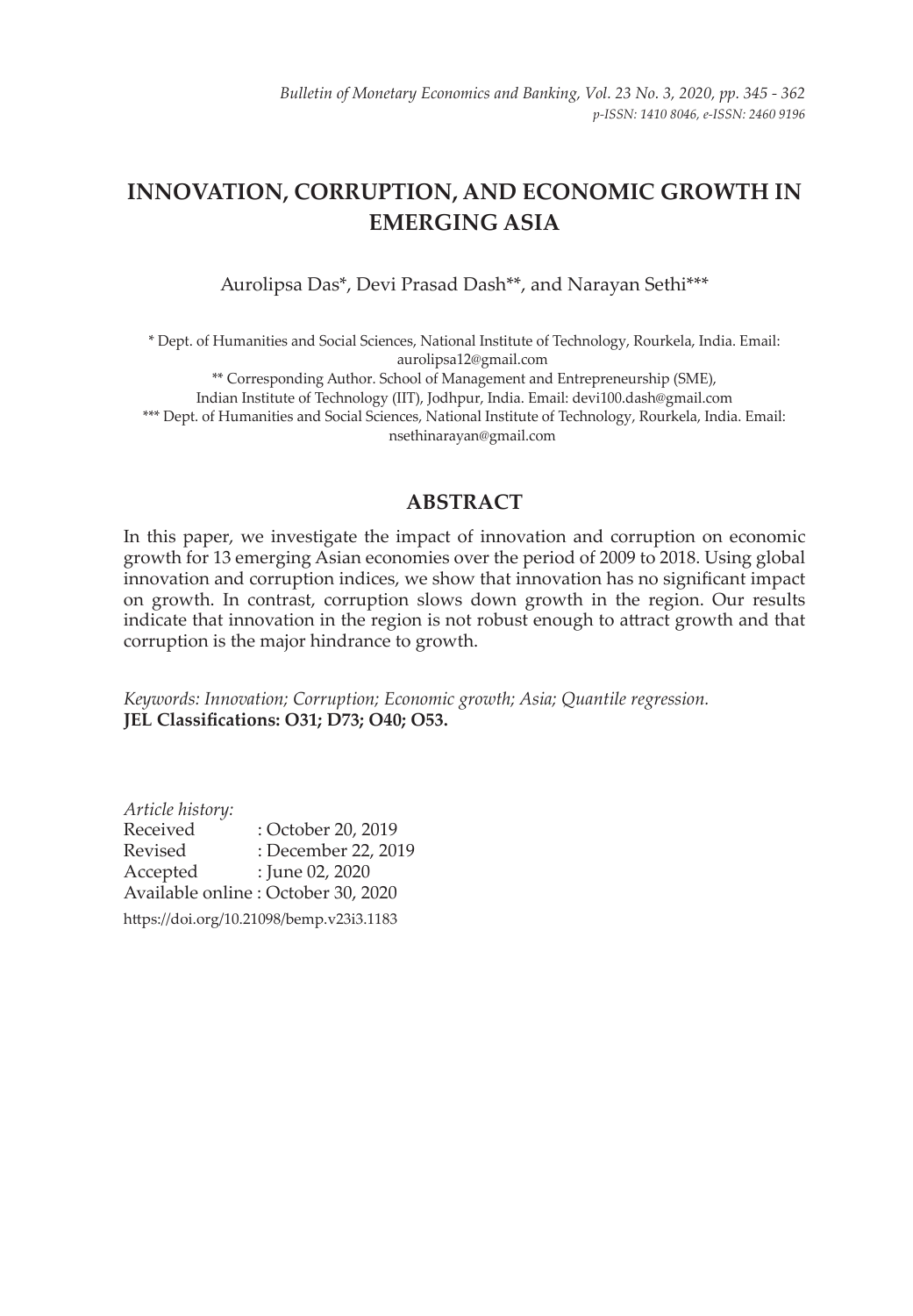# INNOVATION, CORRUPTION, AND ECONOMIC GROWTH IN EMERGING ASIA

Aurolipsa Das*, Devi Prasad Dash**, and Narayan Sethi***

\* Dept. of Humanities and Social Sciences, National Institute of Technology, Rourkela, India. Email: aurolipsa12@gmail.com

\*\* Corresponding Author. School of Management and Entrepreneurship (SME), Indian Institute of Technology (IIT), Jodhpur, India. Email: devi100.dash@gmail.com

\*\*\* Dept. of Humanities and Social Sciences, National Institute of Technology, Rourkela, India. Email: nsethinarayan@gmail.com

## ABSTRACT

In this paper, we investigate the impact of innovation and corruption on economic growth for 13 emerging Asian economies over the period of 2009 to 2018. Using global innovation and corruption indices, we show that innovation has no significant impact on growth. In contrast, corruption slows down growth in the region. Our results indicate that innovation in the region is not robust enough to attract growth and that corruption is the major hindrance to growth.

*Keywords: Innovation; Corruption; Economic growth; Asia; Quantile regression.*
**JEL Classifications: O31; D73; O40; O53.**

*Article history:*
Received : October 20, 2019
Revised : December 22, 2019
Accepted : June 02, 2020
Available online : October 30, 2020

https://doi.org/10.21098/bemp.v23i3.1183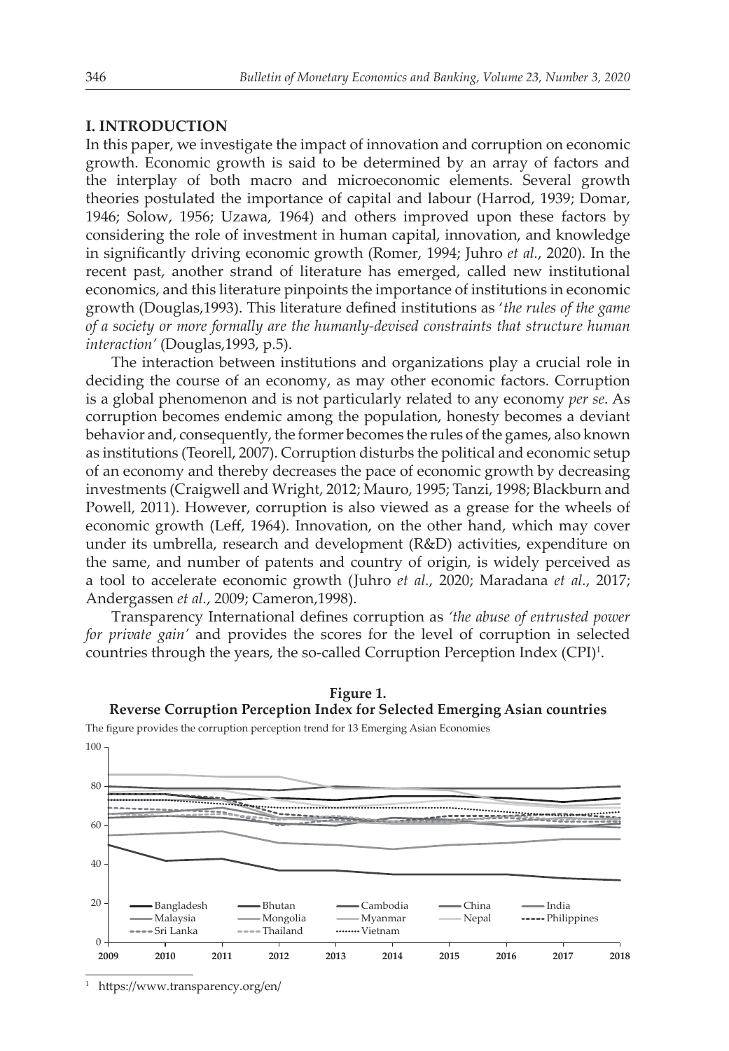## I. INTRODUCTION

In this paper, we investigate the impact of innovation and corruption on economic growth. Economic growth is said to be determined by an array of factors and the interplay of both macro and microeconomic elements. Several growth theories postulated the importance of capital and labour (Harrod, 1939; Domar, 1946; Solow, 1956; Uzawa, 1964) and others improved upon these factors by considering the role of investment in human capital, innovation, and knowledge in significantly driving economic growth (Romer, 1994; Juhro *et al.*, 2020). In the recent past, another strand of literature has emerged, called new institutional economics, and this literature pinpoints the importance of institutions in economic growth (Douglas,1993). This literature defined institutions as '*the rules of the game of a society or more formally are the humanly-devised constraints that structure human interaction*' (Douglas,1993, p.5).

The interaction between institutions and organizations play a crucial role in deciding the course of an economy, as may other economic factors. Corruption is a global phenomenon and is not particularly related to any economy *per se*. As corruption becomes endemic among the population, honesty becomes a deviant behavior and, consequently, the former becomes the rules of the games, also known as institutions (Teorell, 2007). Corruption disturbs the political and economic setup of an economy and thereby decreases the pace of economic growth by decreasing investments (Craigwell and Wright, 2012; Mauro, 1995; Tanzi, 1998; Blackburn and Powell, 2011). However, corruption is also viewed as a grease for the wheels of economic growth (Leff, 1964). Innovation, on the other hand, which may cover under its umbrella, research and development (R&D) activities, expenditure on the same, and number of patents and country of origin, is widely perceived as a tool to accelerate economic growth (Juhro *et al.*, 2020; Maradana *et al.*, 2017; Andergassen *et al.*, 2009; Cameron,1998).

Transparency International defines corruption as *'the abuse of entrusted power for private gain'* and provides the scores for the level of corruption in selected countries through the years, the so-called Corruption Perception Index (CPI)[1].

**Figure 1.**
**Reverse Corruption Perception Index for Selected Emerging Asian countries**

The figure provides the corruption perception trend for 13 Emerging Asian Economies

[1] https://www.transparency.org/en/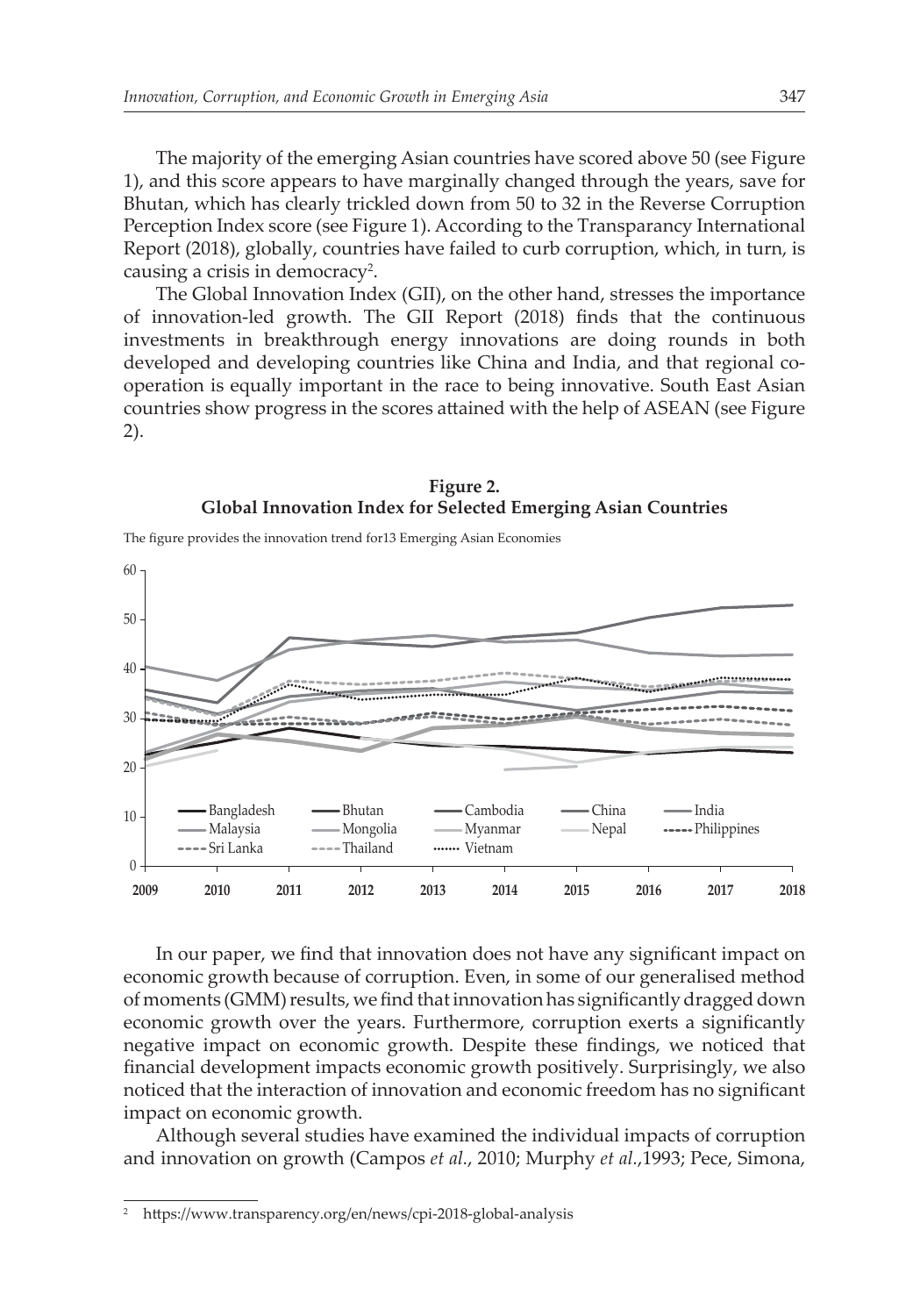The majority of the emerging Asian countries have scored above 50 (see Figure 1), and this score appears to have marginally changed through the years, save for Bhutan, which has clearly trickled down from 50 to 32 in the Reverse Corruption Perception Index score (see Figure 1). According to the Transparancy International Report (2018), globally, countries have failed to curb corruption, which, in turn, is causing a crisis in democracy[2].

The Global Innovation Index (GII), on the other hand, stresses the importance of innovation-led growth. The GII Report (2018) finds that the continuous investments in breakthrough energy innovations are doing rounds in both developed and developing countries like China and India, and that regional co-operation is equally important in the race to being innovative. South East Asian countries show progress in the scores attained with the help of ASEAN (see Figure 2).

**Figure 2.**
**Global Innovation Index for Selected Emerging Asian Countries**

The figure provides the innovation trend for13 Emerging Asian Economies

In our paper, we find that innovation does not have any significant impact on economic growth because of corruption. Even, in some of our generalised method of moments (GMM) results, we find that innovation has significantly dragged down economic growth over the years. Furthermore, corruption exerts a significantly negative impact on economic growth. Despite these findings, we noticed that financial development impacts economic growth positively. Surprisingly, we also noticed that the interaction of innovation and economic freedom has no significant impact on economic growth.

Although several studies have examined the individual impacts of corruption and innovation on growth (Campos *et al.*, 2010; Murphy *et al.*,1993; Pece, Simona,

[2] https://www.transparency.org/en/news/cpi-2018-global-analysis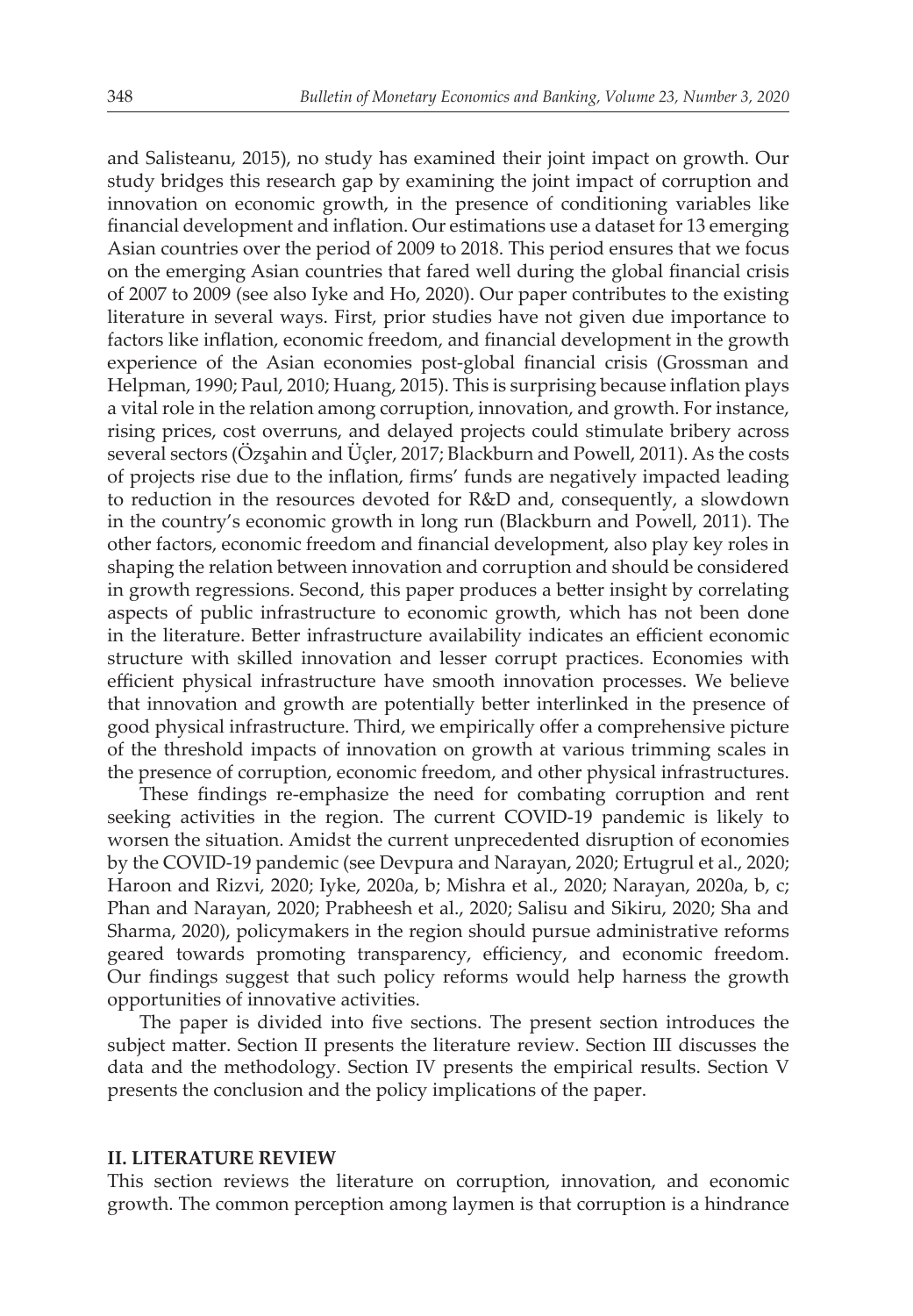and Salisteanu, 2015), no study has examined their joint impact on growth. Our study bridges this research gap by examining the joint impact of corruption and innovation on economic growth, in the presence of conditioning variables like financial development and inflation. Our estimations use a dataset for 13 emerging Asian countries over the period of 2009 to 2018. This period ensures that we focus on the emerging Asian countries that fared well during the global financial crisis of 2007 to 2009 (see also Iyke and Ho, 2020). Our paper contributes to the existing literature in several ways. First, prior studies have not given due importance to factors like inflation, economic freedom, and financial development in the growth experience of the Asian economies post-global financial crisis (Grossman and Helpman, 1990; Paul, 2010; Huang, 2015). This is surprising because inflation plays a vital role in the relation among corruption, innovation, and growth. For instance, rising prices, cost overruns, and delayed projects could stimulate bribery across several sectors (Özşahin and Üçler, 2017; Blackburn and Powell, 2011). As the costs of projects rise due to the inflation, firms' funds are negatively impacted leading to reduction in the resources devoted for R&D and, consequently, a slowdown in the country's economic growth in long run (Blackburn and Powell, 2011). The other factors, economic freedom and financial development, also play key roles in shaping the relation between innovation and corruption and should be considered in growth regressions. Second, this paper produces a better insight by correlating aspects of public infrastructure to economic growth, which has not been done in the literature. Better infrastructure availability indicates an efficient economic structure with skilled innovation and lesser corrupt practices. Economies with efficient physical infrastructure have smooth innovation processes. We believe that innovation and growth are potentially better interlinked in the presence of good physical infrastructure. Third, we empirically offer a comprehensive picture of the threshold impacts of innovation on growth at various trimming scales in the presence of corruption, economic freedom, and other physical infrastructures.

These findings re-emphasize the need for combating corruption and rent seeking activities in the region. The current COVID-19 pandemic is likely to worsen the situation. Amidst the current unprecedented disruption of economies by the COVID-19 pandemic (see Devpura and Narayan, 2020; Ertugrul et al., 2020; Haroon and Rizvi, 2020; Iyke, 2020a, b; Mishra et al., 2020; Narayan, 2020a, b, c; Phan and Narayan, 2020; Prabheesh et al., 2020; Salisu and Sikiru, 2020; Sha and Sharma, 2020), policymakers in the region should pursue administrative reforms geared towards promoting transparency, efficiency, and economic freedom. Our findings suggest that such policy reforms would help harness the growth opportunities of innovative activities.

The paper is divided into five sections. The present section introduces the subject matter. Section II presents the literature review. Section III discusses the data and the methodology. Section IV presents the empirical results. Section V presents the conclusion and the policy implications of the paper.

## II. LITERATURE REVIEW

This section reviews the literature on corruption, innovation, and economic growth. The common perception among laymen is that corruption is a hindrance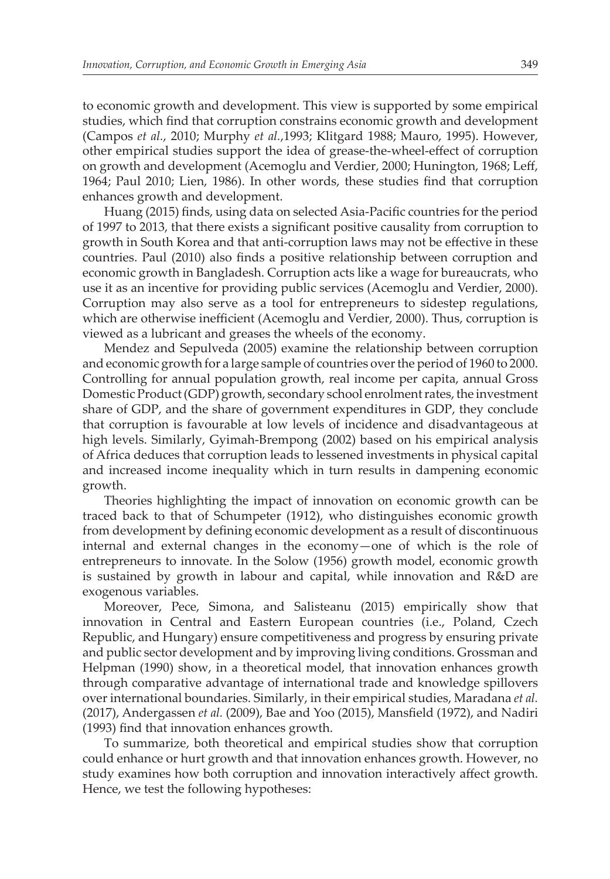to economic growth and development. This view is supported by some empirical studies, which find that corruption constrains economic growth and development (Campos *et al.*, 2010; Murphy *et al.*,1993; Klitgard 1988; Mauro, 1995). However, other empirical studies support the idea of grease-the-wheel-effect of corruption on growth and development (Acemoglu and Verdier, 2000; Hunington, 1968; Leff, 1964; Paul 2010; Lien, 1986). In other words, these studies find that corruption enhances growth and development.

Huang (2015) finds, using data on selected Asia-Pacific countries for the period of 1997 to 2013, that there exists a significant positive causality from corruption to growth in South Korea and that anti-corruption laws may not be effective in these countries. Paul (2010) also finds a positive relationship between corruption and economic growth in Bangladesh. Corruption acts like a wage for bureaucrats, who use it as an incentive for providing public services (Acemoglu and Verdier, 2000). Corruption may also serve as a tool for entrepreneurs to sidestep regulations, which are otherwise inefficient (Acemoglu and Verdier, 2000). Thus, corruption is viewed as a lubricant and greases the wheels of the economy.

Mendez and Sepulveda (2005) examine the relationship between corruption and economic growth for a large sample of countries over the period of 1960 to 2000. Controlling for annual population growth, real income per capita, annual Gross Domestic Product (GDP) growth, secondary school enrolment rates, the investment share of GDP, and the share of government expenditures in GDP, they conclude that corruption is favourable at low levels of incidence and disadvantageous at high levels. Similarly, Gyimah-Brempong (2002) based on his empirical analysis of Africa deduces that corruption leads to lessened investments in physical capital and increased income inequality which in turn results in dampening economic growth.

Theories highlighting the impact of innovation on economic growth can be traced back to that of Schumpeter (1912), who distinguishes economic growth from development by defining economic development as a result of discontinuous internal and external changes in the economy—one of which is the role of entrepreneurs to innovate. In the Solow (1956) growth model, economic growth is sustained by growth in labour and capital, while innovation and R&D are exogenous variables.

Moreover, Pece, Simona, and Salisteanu (2015) empirically show that innovation in Central and Eastern European countries (i.e., Poland, Czech Republic, and Hungary) ensure competitiveness and progress by ensuring private and public sector development and by improving living conditions. Grossman and Helpman (1990) show, in a theoretical model, that innovation enhances growth through comparative advantage of international trade and knowledge spillovers over international boundaries. Similarly, in their empirical studies, Maradana *et al.* (2017), Andergassen *et al.* (2009), Bae and Yoo (2015), Mansfield (1972), and Nadiri (1993) find that innovation enhances growth.

To summarize, both theoretical and empirical studies show that corruption could enhance or hurt growth and that innovation enhances growth. However, no study examines how both corruption and innovation interactively affect growth. Hence, we test the following hypotheses: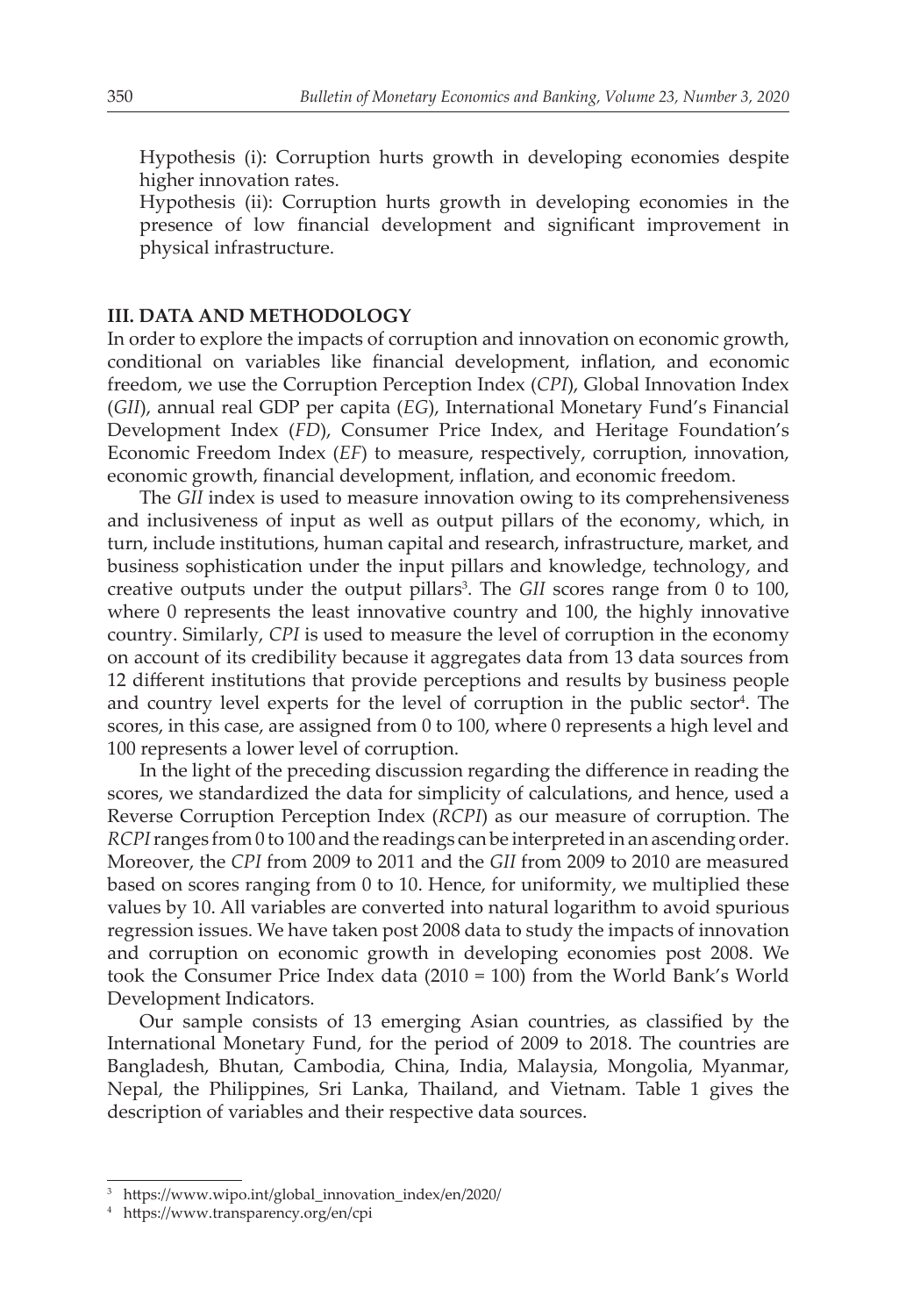Hypothesis (i): Corruption hurts growth in developing economies despite higher innovation rates.

Hypothesis (ii): Corruption hurts growth in developing economies in the presence of low financial development and significant improvement in physical infrastructure.

## III. DATA AND METHODOLOGY

In order to explore the impacts of corruption and innovation on economic growth, conditional on variables like financial development, inflation, and economic freedom, we use the Corruption Perception Index (*CPI*), Global Innovation Index (*GII*), annual real GDP per capita (*EG*), International Monetary Fund's Financial Development Index (*FD*), Consumer Price Index, and Heritage Foundation's Economic Freedom Index (*EF*) to measure, respectively, corruption, innovation, economic growth, financial development, inflation, and economic freedom.

The *GII* index is used to measure innovation owing to its comprehensiveness and inclusiveness of input as well as output pillars of the economy, which, in turn, include institutions, human capital and research, infrastructure, market, and business sophistication under the input pillars and knowledge, technology, and creative outputs under the output pillars[3]. The *GII* scores range from 0 to 100, where 0 represents the least innovative country and 100, the highly innovative country. Similarly, *CPI* is used to measure the level of corruption in the economy on account of its credibility because it aggregates data from 13 data sources from 12 different institutions that provide perceptions and results by business people and country level experts for the level of corruption in the public sector[4]. The scores, in this case, are assigned from 0 to 100, where 0 represents a high level and 100 represents a lower level of corruption.

In the light of the preceding discussion regarding the difference in reading the scores, we standardized the data for simplicity of calculations, and hence, used a Reverse Corruption Perception Index (*RCPI*) as our measure of corruption. The *RCPI* ranges from 0 to 100 and the readings can be interpreted in an ascending order. Moreover, the *CPI* from 2009 to 2011 and the *GII* from 2009 to 2010 are measured based on scores ranging from 0 to 10. Hence, for uniformity, we multiplied these values by 10. All variables are converted into natural logarithm to avoid spurious regression issues. We have taken post 2008 data to study the impacts of innovation and corruption on economic growth in developing economies post 2008. We took the Consumer Price Index data (2010 = 100) from the World Bank's World Development Indicators.

Our sample consists of 13 emerging Asian countries, as classified by the International Monetary Fund, for the period of 2009 to 2018. The countries are Bangladesh, Bhutan, Cambodia, China, India, Malaysia, Mongolia, Myanmar, Nepal, the Philippines, Sri Lanka, Thailand, and Vietnam. Table 1 gives the description of variables and their respective data sources.

---

[3] https://www.wipo.int/global_innovation_index/en/2020/

[4] https://www.transparency.org/en/cpi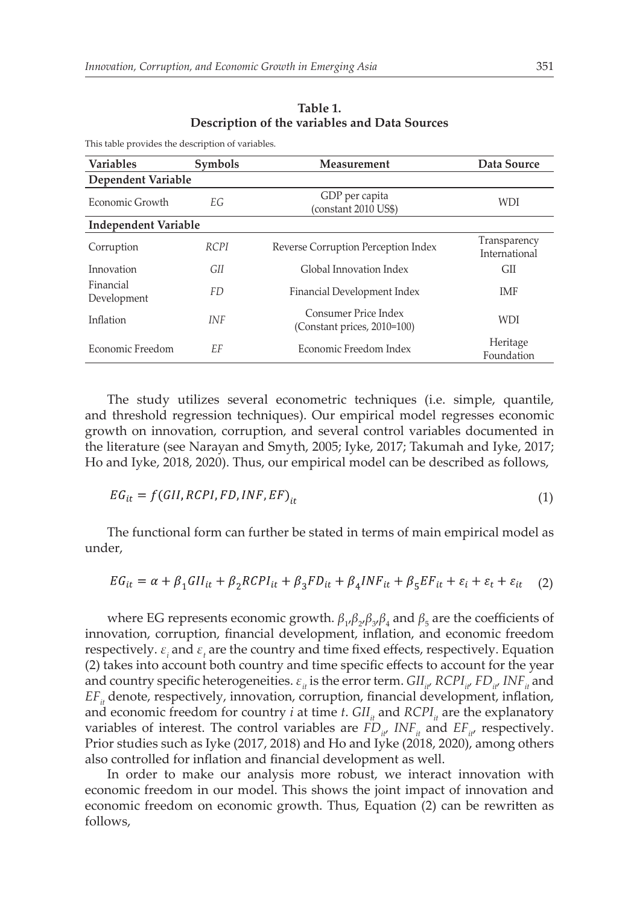**Table 1.**
**Description of the variables and Data Sources**

This table provides the description of variables.

| Variables | Symbols | Measurement | Data Source |
|---|---|---|---|
| **Dependent Variable** | | | |
| Economic Growth | *EG* | GDP per capita (constant 2010 US$) | WDI |
| **Independent Variable** | | | |
| Corruption | *RCPI* | Reverse Corruption Perception Index | Transparency International |
| Innovation | *GII* | Global Innovation Index | GII |
| Financial Development | *FD* | Financial Development Index | IMF |
| Inflation | *INF* | Consumer Price Index (Constant prices, 2010=100) | WDI |
| Economic Freedom | *EF* | Economic Freedom Index | Heritage Foundation |

The study utilizes several econometric techniques (i.e. simple, quantile, and threshold regression techniques). Our empirical model regresses economic growth on innovation, corruption, and several control variables documented in the literature (see Narayan and Smyth, 2005; Iyke, 2017; Takumah and Iyke, 2017; Ho and Iyke, 2018, 2020). Thus, our empirical model can be described as follows,

$$EG_{it} = f(GII, RCPI, FD, INF, EF)_{it} \tag{1}$$

The functional form can further be stated in terms of main empirical model as under,

$$EG_{it} = \alpha + \beta_1 GII_{it} + \beta_2 RCPI_{it} + \beta_3 FD_{it} + \beta_4 INF_{it} + \beta_5 EF_{it} + \varepsilon_i + \varepsilon_t + \varepsilon_{it} \tag{2}$$

where EG represents economic growth. $\beta_1, \beta_2, \beta_3, \beta_4$ and $\beta_5$ are the coefficients of innovation, corruption, financial development, inflation, and economic freedom respectively. $\varepsilon_i$ and $\varepsilon_t$ are the country and time fixed effects, respectively. Equation (2) takes into account both country and time specific effects to account for the year and country specific heterogeneities. $\varepsilon_{it}$ is the error term. $GII_{it}$, $RCPI_{it}$, $FD_{it}$, $INF_{it}$ and $EF_{it}$ denote, respectively, innovation, corruption, financial development, inflation, and economic freedom for country *i* at time *t*. $GII_{it}$ and $RCPI_{it}$ are the explanatory variables of interest. The control variables are $FD_{it}$, $INF_{it}$ and $EF_{it}$, respectively. Prior studies such as Iyke (2017, 2018) and Ho and Iyke (2018, 2020), among others also controlled for inflation and financial development as well.

In order to make our analysis more robust, we interact innovation with economic freedom in our model. This shows the joint impact of innovation and economic freedom on economic growth. Thus, Equation (2) can be rewritten as follows,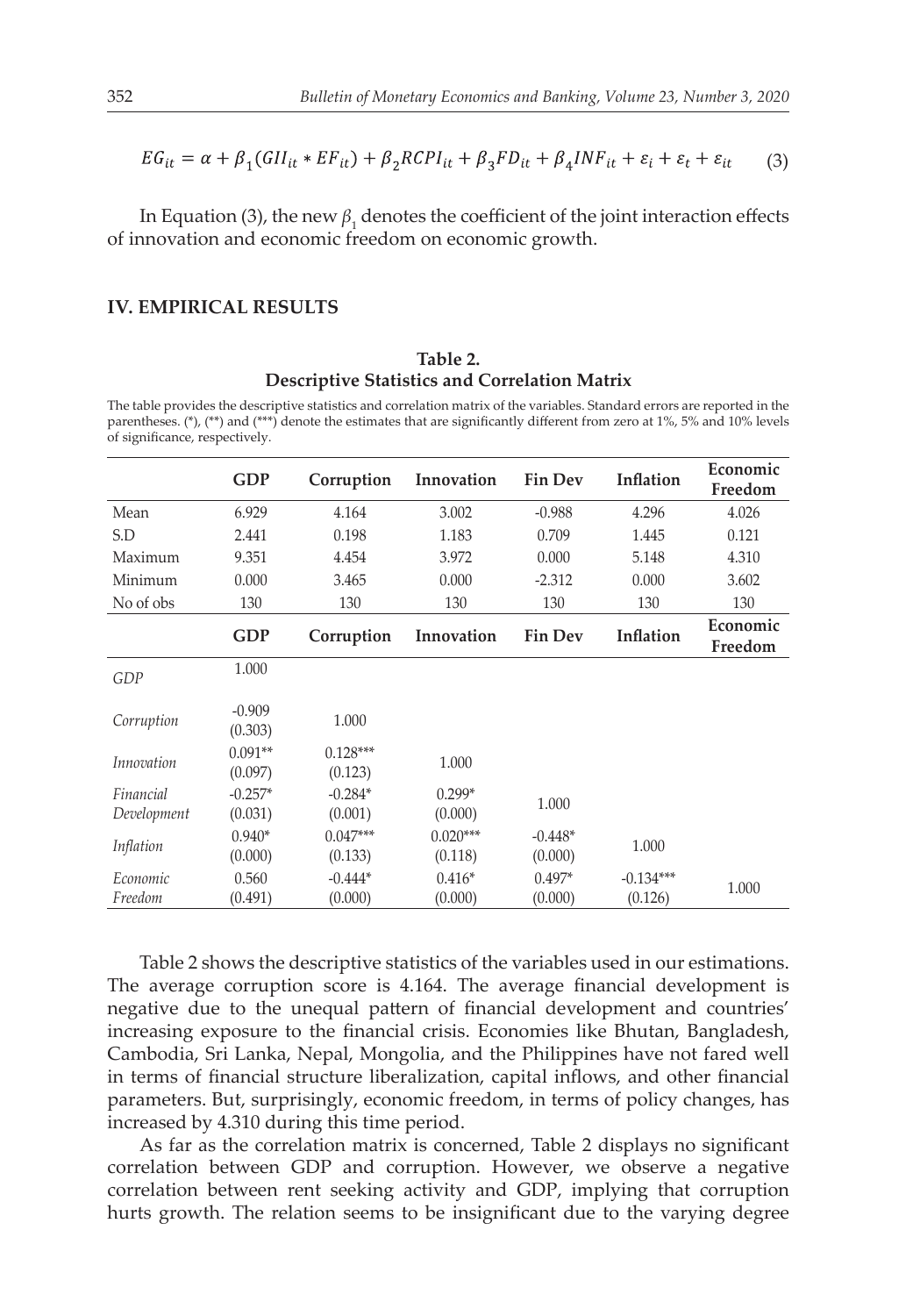$$EG_{it} = \alpha + \beta_1(GII_{it} * EF_{it}) + \beta_2 RCPI_{it} + \beta_3 FD_{it} + \beta_4 INF_{it} + \varepsilon_i + \varepsilon_t + \varepsilon_{it} \quad (3)$$

In Equation (3), the new $\beta_1$ denotes the coefficient of the joint interaction effects of innovation and economic freedom on economic growth.

## IV. EMPIRICAL RESULTS

**Table 2.**
**Descriptive Statistics and Correlation Matrix**

The table provides the descriptive statistics and correlation matrix of the variables. Standard errors are reported in the parentheses. (*), (**) and (***) denote the estimates that are significantly different from zero at 1%, 5% and 10% levels of significance, respectively.

| | GDP | Corruption | Innovation | Fin Dev | Inflation | Economic Freedom |
|---|---|---|---|---|---|---|
| Mean | 6.929 | 4.164 | 3.002 | -0.988 | 4.296 | 4.026 |
| S.D | 2.441 | 0.198 | 1.183 | 0.709 | 1.445 | 0.121 |
| Maximum | 9.351 | 4.454 | 3.972 | 0.000 | 5.148 | 4.310 |
| Minimum | 0.000 | 3.465 | 0.000 | -2.312 | 0.000 | 3.602 |
| No of obs | 130 | 130 | 130 | 130 | 130 | 130 |

| | GDP | Corruption | Innovation | Fin Dev | Inflation | Economic Freedom |
|---|---|---|---|---|---|---|
| *GDP* | 1.000 | | | | | |
| *Corruption* | -0.909 (0.303) | 1.000 | | | | |
| *Innovation* | 0.091** (0.097) | 0.128*** (0.123) | 1.000 | | | |
| *Financial Development* | -0.257* (0.031) | -0.284* (0.001) | 0.299* (0.000) | 1.000 | | |
| *Inflation* | 0.940* (0.000) | 0.047*** (0.133) | 0.020*** (0.118) | -0.448* (0.000) | 1.000 | |
| *Economic Freedom* | 0.560 (0.491) | -0.444* (0.000) | 0.416* (0.000) | 0.497* (0.000) | -0.134*** (0.126) | 1.000 |

Table 2 shows the descriptive statistics of the variables used in our estimations. The average corruption score is 4.164. The average financial development is negative due to the unequal pattern of financial development and countries' increasing exposure to the financial crisis. Economies like Bhutan, Bangladesh, Cambodia, Sri Lanka, Nepal, Mongolia, and the Philippines have not fared well in terms of financial structure liberalization, capital inflows, and other financial parameters. But, surprisingly, economic freedom, in terms of policy changes, has increased by 4.310 during this time period.

As far as the correlation matrix is concerned, Table 2 displays no significant correlation between GDP and corruption. However, we observe a negative correlation between rent seeking activity and GDP, implying that corruption hurts growth. The relation seems to be insignificant due to the varying degree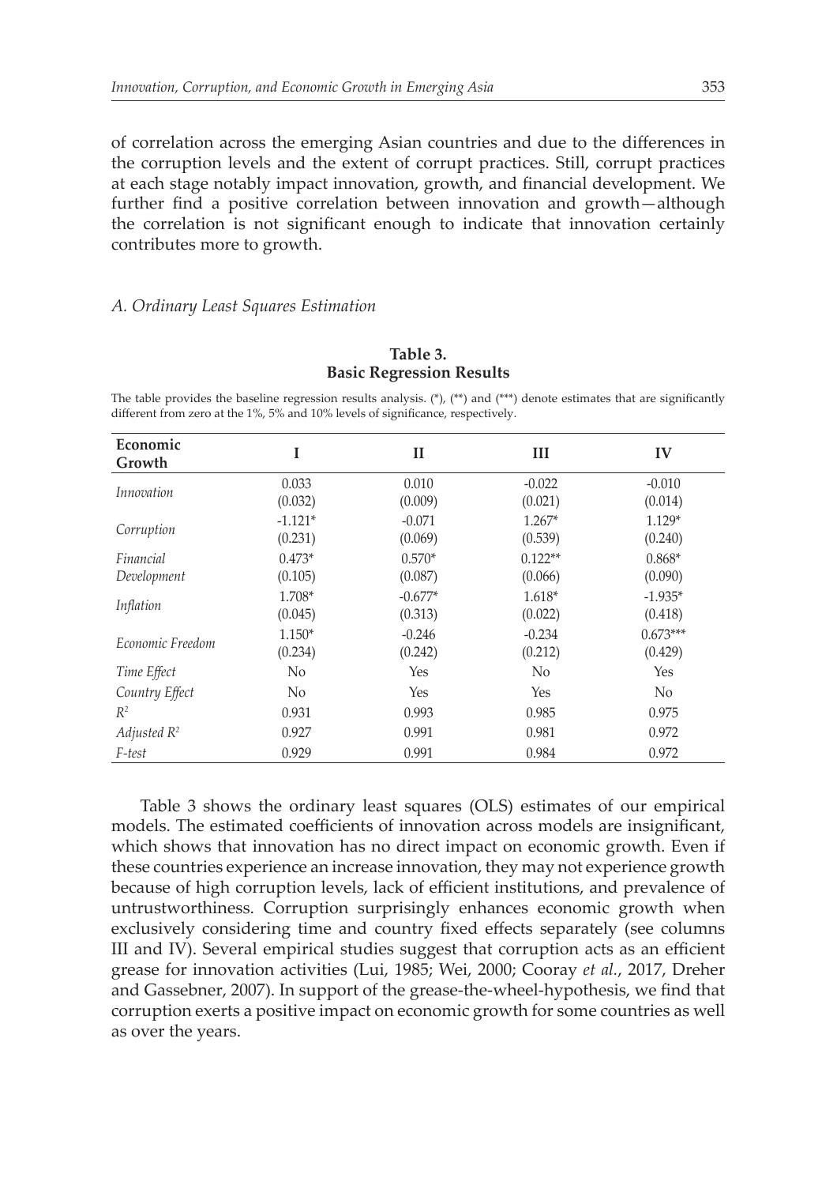of correlation across the emerging Asian countries and due to the differences in the corruption levels and the extent of corrupt practices. Still, corrupt practices at each stage notably impact innovation, growth, and financial development. We further find a positive correlation between innovation and growth—although the correlation is not significant enough to indicate that innovation certainly contributes more to growth.

### *A. Ordinary Least Squares Estimation*

**Table 3.**
**Basic Regression Results**

The table provides the baseline regression results analysis. (*), (**) and (***) denote estimates that are significantly different from zero at the 1%, 5% and 10% levels of significance, respectively.

| Economic Growth | I | II | III | IV |
|---|---|---|---|---|
| *Innovation* | 0.033<br>(0.032) | 0.010<br>(0.009) | -0.022<br>(0.021) | -0.010<br>(0.014) |
| *Corruption* | -1.121*<br>(0.231) | -0.071<br>(0.069) | 1.267*<br>(0.539) | 1.129*<br>(0.240) |
| *Financial Development* | 0.473*<br>(0.105) | 0.570*<br>(0.087) | 0.122**<br>(0.066) | 0.868*<br>(0.090) |
| *Inflation* | 1.708*<br>(0.045) | -0.677*<br>(0.313) | 1.618*<br>(0.022) | -1.935*<br>(0.418) |
| *Economic Freedom* | 1.150*<br>(0.234) | -0.246<br>(0.242) | -0.234<br>(0.212) | 0.673***<br>(0.429) |
| *Time Effect* | No | Yes | No | Yes |
| *Country Effect* | No | Yes | Yes | No |
| $R^2$ | 0.931 | 0.993 | 0.985 | 0.975 |
| *Adjusted* $R^2$ | 0.927 | 0.991 | 0.981 | 0.972 |
| *F-test* | 0.929 | 0.991 | 0.984 | 0.972 |

Table 3 shows the ordinary least squares (OLS) estimates of our empirical models. The estimated coefficients of innovation across models are insignificant, which shows that innovation has no direct impact on economic growth. Even if these countries experience an increase innovation, they may not experience growth because of high corruption levels, lack of efficient institutions, and prevalence of untrustworthiness. Corruption surprisingly enhances economic growth when exclusively considering time and country fixed effects separately (see columns III and IV). Several empirical studies suggest that corruption acts as an efficient grease for innovation activities (Lui, 1985; Wei, 2000; Cooray *et al.*, 2017, Dreher and Gassebner, 2007). In support of the grease-the-wheel-hypothesis, we find that corruption exerts a positive impact on economic growth for some countries as well as over the years.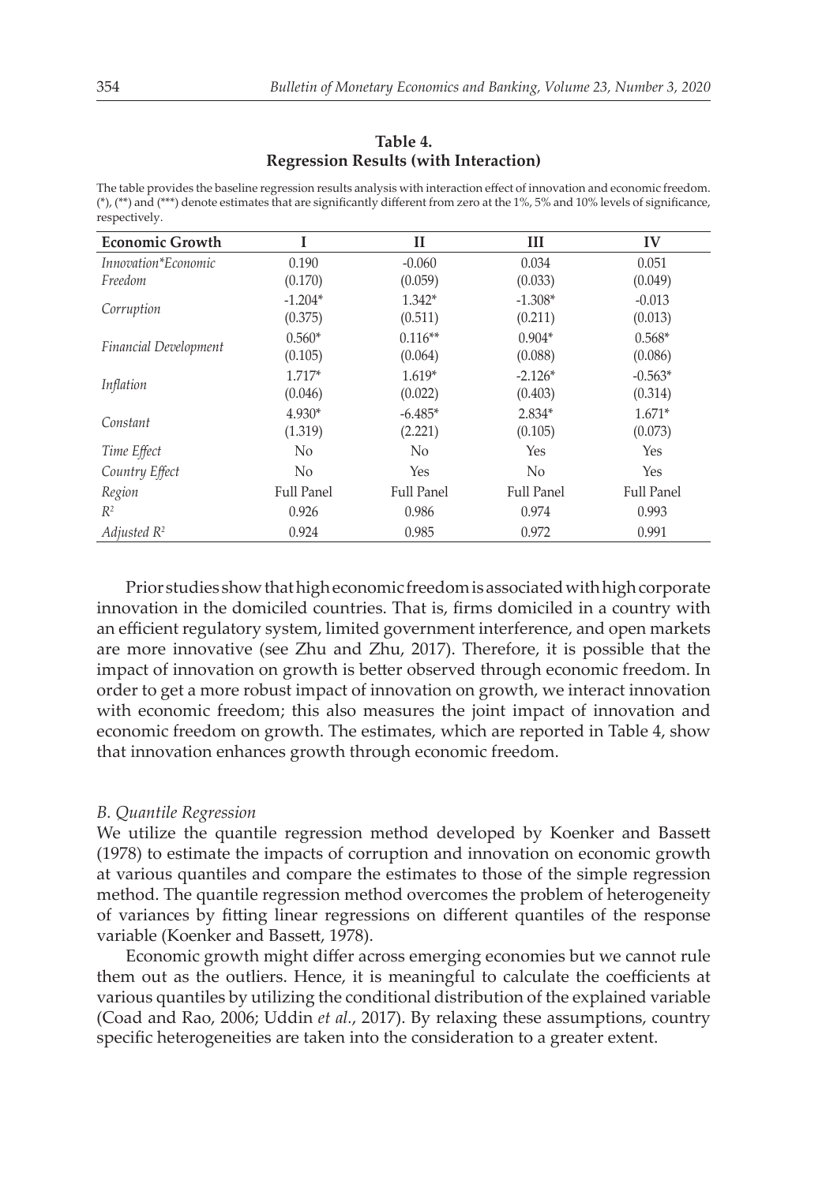**Table 4.**
**Regression Results (with Interaction)**

The table provides the baseline regression results analysis with interaction effect of innovation and economic freedom. (*), (**) and (***) denote estimates that are significantly different from zero at the 1%, 5% and 10% levels of significance, respectively.

| Economic Growth | I | II | III | IV |
|---|---|---|---|---|
| *Innovation*Economic Freedom* | 0.190 | -0.060 | 0.034 | 0.051 |
| | (0.170) | (0.059) | (0.033) | (0.049) |
| *Corruption* | -1.204* | 1.342* | -1.308* | -0.013 |
| | (0.375) | (0.511) | (0.211) | (0.013) |
| *Financial Development* | 0.560* | 0.116** | 0.904* | 0.568* |
| | (0.105) | (0.064) | (0.088) | (0.086) |
| *Inflation* | 1.717* | 1.619* | -2.126* | -0.563* |
| | (0.046) | (0.022) | (0.403) | (0.314) |
| *Constant* | 4.930* | -6.485* | 2.834* | 1.671* |
| | (1.319) | (2.221) | (0.105) | (0.073) |
| *Time Effect* | No | No | Yes | Yes |
| *Country Effect* | No | Yes | No | Yes |
| *Region* | Full Panel | Full Panel | Full Panel | Full Panel |
| $R^2$ | 0.926 | 0.986 | 0.974 | 0.993 |
| *Adjusted* $R^2$ | 0.924 | 0.985 | 0.972 | 0.991 |

Prior studies show that high economic freedom is associated with high corporate innovation in the domiciled countries. That is, firms domiciled in a country with an efficient regulatory system, limited government interference, and open markets are more innovative (see Zhu and Zhu, 2017). Therefore, it is possible that the impact of innovation on growth is better observed through economic freedom. In order to get a more robust impact of innovation on growth, we interact innovation with economic freedom; this also measures the joint impact of innovation and economic freedom on growth. The estimates, which are reported in Table 4, show that innovation enhances growth through economic freedom.

### *B. Quantile Regression*

We utilize the quantile regression method developed by Koenker and Bassett (1978) to estimate the impacts of corruption and innovation on economic growth at various quantiles and compare the estimates to those of the simple regression method. The quantile regression method overcomes the problem of heterogeneity of variances by fitting linear regressions on different quantiles of the response variable (Koenker and Bassett, 1978).

Economic growth might differ across emerging economies but we cannot rule them out as the outliers. Hence, it is meaningful to calculate the coefficients at various quantiles by utilizing the conditional distribution of the explained variable (Coad and Rao, 2006; Uddin *et al.*, 2017). By relaxing these assumptions, country specific heterogeneities are taken into the consideration to a greater extent.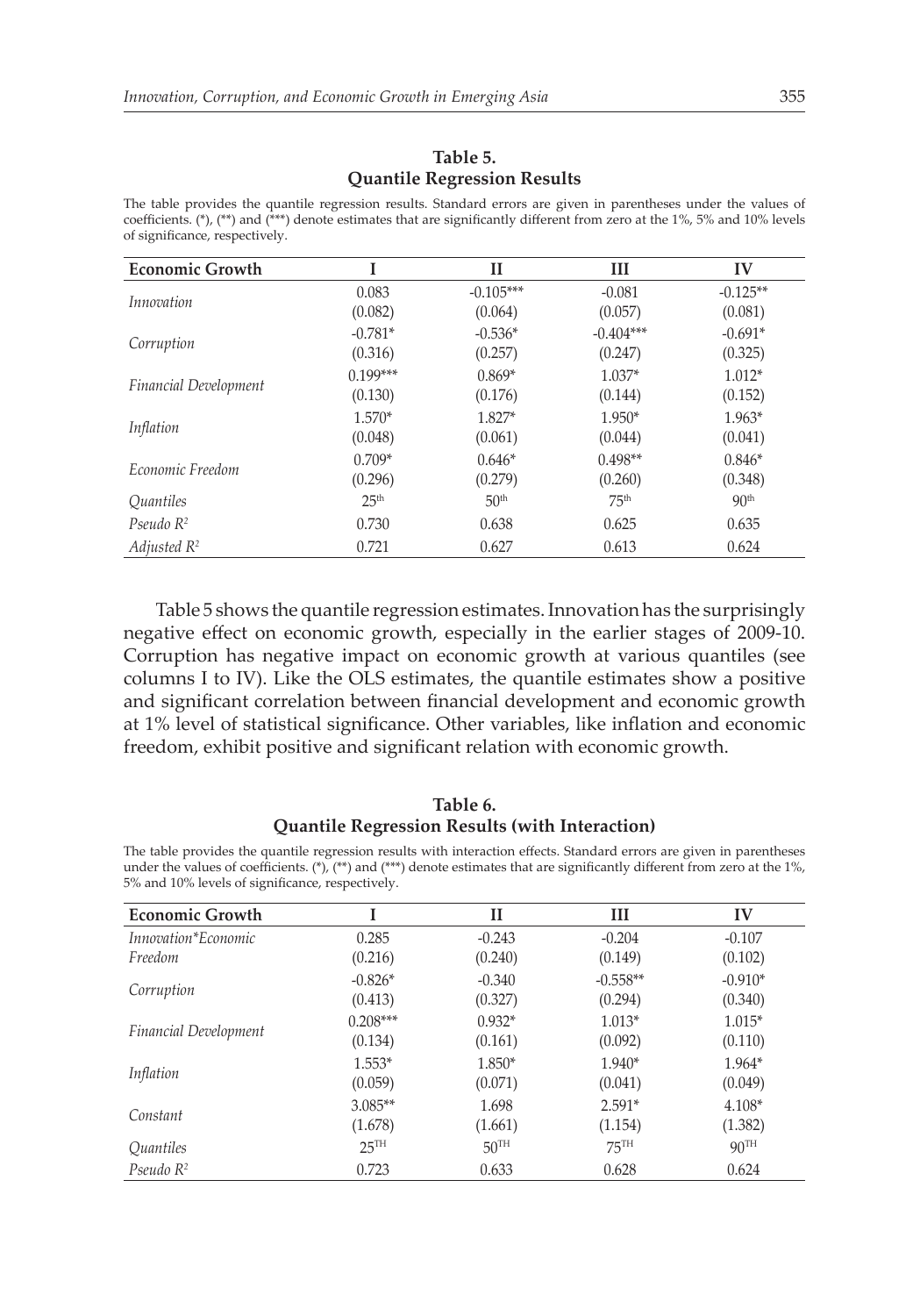**Table 5.**
**Quantile Regression Results**

The table provides the quantile regression results. Standard errors are given in parentheses under the values of coefficients. (*), (**) and (***) denote estimates that are significantly different from zero at the 1%, 5% and 10% levels of significance, respectively.

| Economic Growth | I | II | III | IV |
|---|---|---|---|---|
| *Innovation* | 0.083 | -0.105*** | -0.081 | -0.125** |
| | (0.082) | (0.064) | (0.057) | (0.081) |
| *Corruption* | -0.781* | -0.536* | -0.404*** | -0.691* |
| | (0.316) | (0.257) | (0.247) | (0.325) |
| *Financial Development* | 0.199*** | 0.869* | 1.037* | 1.012* |
| | (0.130) | (0.176) | (0.144) | (0.152) |
| *Inflation* | 1.570* | 1.827* | 1.950* | 1.963* |
| | (0.048) | (0.061) | (0.044) | (0.041) |
| *Economic Freedom* | 0.709* | 0.646* | 0.498** | 0.846* |
| | (0.296) | (0.279) | (0.260) | (0.348) |
| *Quantiles* | 25th | 50th | 75th | 90th |
| *Pseudo $R^2$* | 0.730 | 0.638 | 0.625 | 0.635 |
| *Adjusted $R^2$* | 0.721 | 0.627 | 0.613 | 0.624 |

Table 5 shows the quantile regression estimates. Innovation has the surprisingly negative effect on economic growth, especially in the earlier stages of 2009-10. Corruption has negative impact on economic growth at various quantiles (see columns I to IV). Like the OLS estimates, the quantile estimates show a positive and significant correlation between financial development and economic growth at 1% level of statistical significance. Other variables, like inflation and economic freedom, exhibit positive and significant relation with economic growth.

**Table 6.**
**Quantile Regression Results (with Interaction)**

The table provides the quantile regression results with interaction effects. Standard errors are given in parentheses under the values of coefficients. (*), (**) and (***) denote estimates that are significantly different from zero at the 1%, 5% and 10% levels of significance, respectively.

| Economic Growth | I | II | III | IV |
|---|---|---|---|---|
| *Innovation*Economic Freedom* | 0.285 | -0.243 | -0.204 | -0.107 |
| | (0.216) | (0.240) | (0.149) | (0.102) |
| *Corruption* | -0.826* | -0.340 | -0.558** | -0.910* |
| | (0.413) | (0.327) | (0.294) | (0.340) |
| *Financial Development* | 0.208*** | 0.932* | 1.013* | 1.015* |
| | (0.134) | (0.161) | (0.092) | (0.110) |
| *Inflation* | 1.553* | 1.850* | 1.940* | 1.964* |
| | (0.059) | (0.071) | (0.041) | (0.049) |
| *Constant* | 3.085** | 1.698 | 2.591* | 4.108* |
| | (1.678) | (1.661) | (1.154) | (1.382) |
| *Quantiles* | 25TH | 50TH | 75TH | 90TH |
| *Pseudo $R^2$* | 0.723 | 0.633 | 0.628 | 0.624 |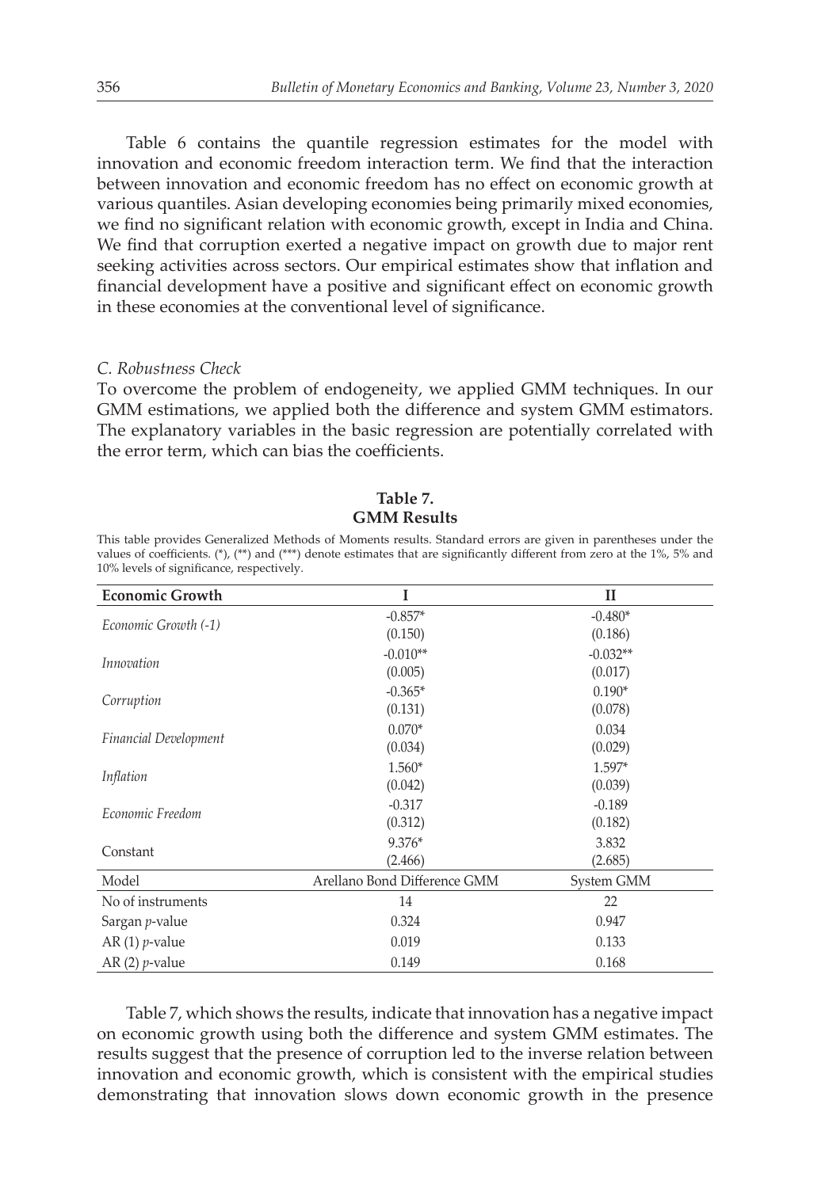Table 6 contains the quantile regression estimates for the model with innovation and economic freedom interaction term. We find that the interaction between innovation and economic freedom has no effect on economic growth at various quantiles. Asian developing economies being primarily mixed economies, we find no significant relation with economic growth, except in India and China. We find that corruption exerted a negative impact on growth due to major rent seeking activities across sectors. Our empirical estimates show that inflation and financial development have a positive and significant effect on economic growth in these economies at the conventional level of significance.

### *C. Robustness Check*

To overcome the problem of endogeneity, we applied GMM techniques. In our GMM estimations, we applied both the difference and system GMM estimators. The explanatory variables in the basic regression are potentially correlated with the error term, which can bias the coefficients.

**Table 7.**
**GMM Results**

This table provides Generalized Methods of Moments results. Standard errors are given in parentheses under the values of coefficients. (*), (**) and (***) denote estimates that are significantly different from zero at the 1%, 5% and 10% levels of significance, respectively.

| **Economic Growth** | **I** | **II** |
|---|---|---|
| *Economic Growth (-1)* | -0.857* | -0.480* |
| | (0.150) | (0.186) |
| *Innovation* | -0.010** | -0.032** |
| | (0.005) | (0.017) |
| *Corruption* | -0.365* | 0.190* |
| | (0.131) | (0.078) |
| *Financial Development* | 0.070* | 0.034 |
| | (0.034) | (0.029) |
| *Inflation* | 1.560* | 1.597* |
| | (0.042) | (0.039) |
| *Economic Freedom* | -0.317 | -0.189 |
| | (0.312) | (0.182) |
| Constant | 9.376* | 3.832 |
| | (2.466) | (2.685) |
| Model | Arellano Bond Difference GMM | System GMM |
| No of instruments | 14 | 22 |
| Sargan *p*-value | 0.324 | 0.947 |
| AR (1) *p*-value | 0.019 | 0.133 |
| AR (2) *p*-value | 0.149 | 0.168 |

Table 7, which shows the results, indicate that innovation has a negative impact on economic growth using both the difference and system GMM estimates. The results suggest that the presence of corruption led to the inverse relation between innovation and economic growth, which is consistent with the empirical studies demonstrating that innovation slows down economic growth in the presence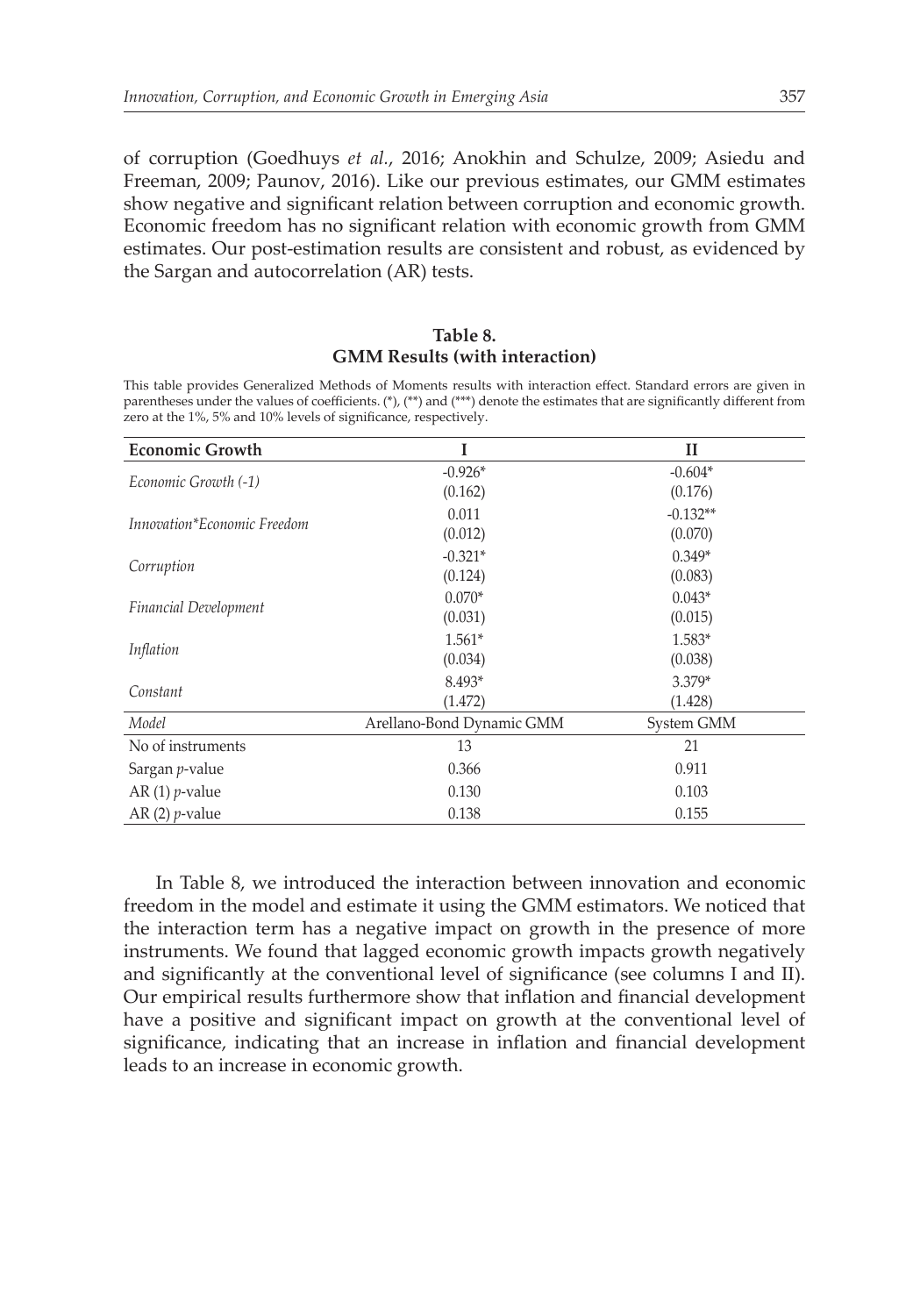of corruption (Goedhuys *et al.*, 2016; Anokhin and Schulze, 2009; Asiedu and Freeman, 2009; Paunov, 2016). Like our previous estimates, our GMM estimates show negative and significant relation between corruption and economic growth. Economic freedom has no significant relation with economic growth from GMM estimates. Our post-estimation results are consistent and robust, as evidenced by the Sargan and autocorrelation (AR) tests.

**Table 8.**
**GMM Results (with interaction)**

This table provides Generalized Methods of Moments results with interaction effect. Standard errors are given in parentheses under the values of coefficients. (*), (**) and (***) denote the estimates that are significantly different from zero at the 1%, 5% and 10% levels of significance, respectively.

| **Economic Growth** | **I** | **II** |
|---|---|---|
| *Economic Growth (-1)* | -0.926* | -0.604* |
| | (0.162) | (0.176) |
| *Innovation*Economic Freedom* | 0.011 | -0.132** |
| | (0.012) | (0.070) |
| *Corruption* | -0.321* | 0.349* |
| | (0.124) | (0.083) |
| *Financial Development* | 0.070* | 0.043* |
| | (0.031) | (0.015) |
| *Inflation* | 1.561* | 1.583* |
| | (0.034) | (0.038) |
| *Constant* | 8.493* | 3.379* |
| | (1.472) | (1.428) |
| *Model* | Arellano-Bond Dynamic GMM | System GMM |
| No of instruments | 13 | 21 |
| Sargan *p*-value | 0.366 | 0.911 |
| AR (1) *p*-value | 0.130 | 0.103 |
| AR (2) *p*-value | 0.138 | 0.155 |

In Table 8, we introduced the interaction between innovation and economic freedom in the model and estimate it using the GMM estimators. We noticed that the interaction term has a negative impact on growth in the presence of more instruments. We found that lagged economic growth impacts growth negatively and significantly at the conventional level of significance (see columns I and II). Our empirical results furthermore show that inflation and financial development have a positive and significant impact on growth at the conventional level of significance, indicating that an increase in inflation and financial development leads to an increase in economic growth.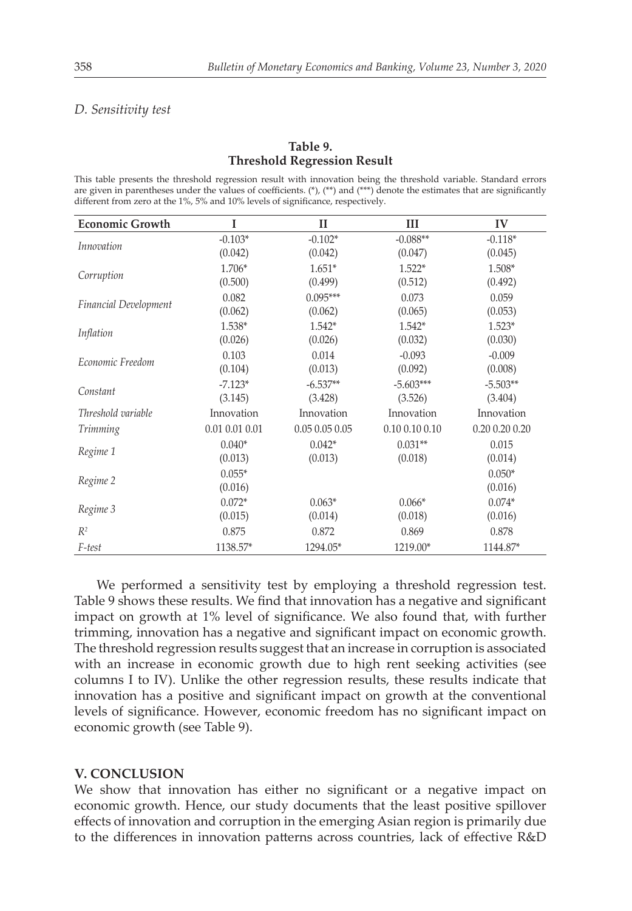### D. Sensitivity test

**Table 9.**
**Threshold Regression Result**

This table presents the threshold regression result with innovation being the threshold variable. Standard errors are given in parentheses under the values of coefficients. (*), (**) and (***) denote the estimates that are significantly different from zero at the 1%, 5% and 10% levels of significance, respectively.

| Economic Growth | I | II | III | IV |
|---|---|---|---|---|
| *Innovation* | -0.103* | -0.102* | -0.088** | -0.118* |
| | (0.042) | (0.042) | (0.047) | (0.045) |
| *Corruption* | 1.706* | 1.651* | 1.522* | 1.508* |
| | (0.500) | (0.499) | (0.512) | (0.492) |
| *Financial Development* | 0.082 | 0.095*** | 0.073 | 0.059 |
| | (0.062) | (0.062) | (0.065) | (0.053) |
| *Inflation* | 1.538* | 1.542* | 1.542* | 1.523* |
| | (0.026) | (0.026) | (0.032) | (0.030) |
| *Economic Freedom* | 0.103 | 0.014 | -0.093 | -0.009 |
| | (0.104) | (0.013) | (0.092) | (0.008) |
| *Constant* | -7.123* | -6.537** | -5.603*** | -5.503** |
| | (3.145) | (3.428) | (3.526) | (3.404) |
| *Threshold variable* | Innovation | Innovation | Innovation | Innovation |
| *Trimming* | 0.01 0.01 0.01 | 0.05 0.05 0.05 | 0.10 0.10 0.10 | 0.20 0.20 0.20 |
| *Regime 1* | 0.040* | 0.042* | 0.031** | 0.015 |
| | (0.013) | (0.013) | (0.018) | (0.014) |
| *Regime 2* | 0.055* | | | 0.050* |
| | (0.016) | | | (0.016) |
| *Regime 3* | 0.072* | 0.063* | 0.066* | 0.074* |
| | (0.015) | (0.014) | (0.018) | (0.016) |
| $R^2$ | 0.875 | 0.872 | 0.869 | 0.878 |
| *F-test* | 1138.57* | 1294.05* | 1219.00* | 1144.87* |

We performed a sensitivity test by employing a threshold regression test. Table 9 shows these results. We find that innovation has a negative and significant impact on growth at 1% level of significance. We also found that, with further trimming, innovation has a negative and significant impact on economic growth. The threshold regression results suggest that an increase in corruption is associated with an increase in economic growth due to high rent seeking activities (see columns I to IV). Unlike the other regression results, these results indicate that innovation has a positive and significant impact on growth at the conventional levels of significance. However, economic freedom has no significant impact on economic growth (see Table 9).

## V. CONCLUSION

We show that innovation has either no significant or a negative impact on economic growth. Hence, our study documents that the least positive spillover effects of innovation and corruption in the emerging Asian region is primarily due to the differences in innovation patterns across countries, lack of effective R&D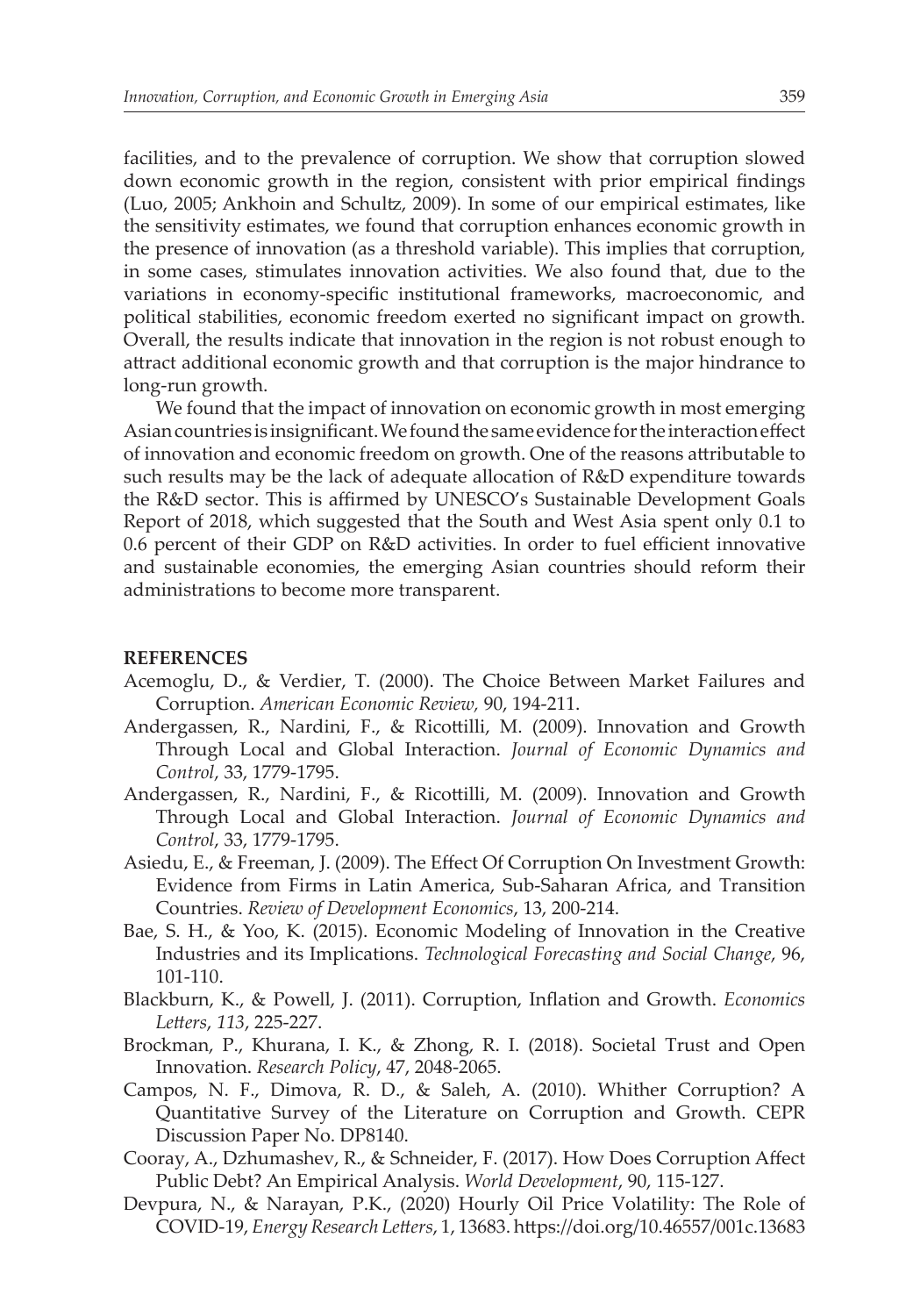facilities, and to the prevalence of corruption. We show that corruption slowed down economic growth in the region, consistent with prior empirical findings (Luo, 2005; Ankhoin and Schultz, 2009). In some of our empirical estimates, like the sensitivity estimates, we found that corruption enhances economic growth in the presence of innovation (as a threshold variable). This implies that corruption, in some cases, stimulates innovation activities. We also found that, due to the variations in economy-specific institutional frameworks, macroeconomic, and political stabilities, economic freedom exerted no significant impact on growth. Overall, the results indicate that innovation in the region is not robust enough to attract additional economic growth and that corruption is the major hindrance to long-run growth.

We found that the impact of innovation on economic growth in most emerging Asian countries is insignificant. We found the same evidence for the interaction effect of innovation and economic freedom on growth. One of the reasons attributable to such results may be the lack of adequate allocation of R&D expenditure towards the R&D sector. This is affirmed by UNESCO's Sustainable Development Goals Report of 2018, which suggested that the South and West Asia spent only 0.1 to 0.6 percent of their GDP on R&D activities. In order to fuel efficient innovative and sustainable economies, the emerging Asian countries should reform their administrations to become more transparent.

## REFERENCES

Acemoglu, D., & Verdier, T. (2000). The Choice Between Market Failures and Corruption. *American Economic Review,* 90, 194-211.

Andergassen, R., Nardini, F., & Ricottilli, M. (2009). Innovation and Growth Through Local and Global Interaction. *Journal of Economic Dynamics and Control*, 33, 1779-1795.

Andergassen, R., Nardini, F., & Ricottilli, M. (2009). Innovation and Growth Through Local and Global Interaction. *Journal of Economic Dynamics and Control*, 33, 1779-1795.

Asiedu, E., & Freeman, J. (2009). The Effect Of Corruption On Investment Growth: Evidence from Firms in Latin America, Sub-Saharan Africa, and Transition Countries. *Review of Development Economics*, 13, 200-214.

Bae, S. H., & Yoo, K. (2015). Economic Modeling of Innovation in the Creative Industries and its Implications. *Technological Forecasting and Social Change*, 96, 101-110.

Blackburn, K., & Powell, J. (2011). Corruption, Inflation and Growth. *Economics Letters*, *113*, 225-227.

Brockman, P., Khurana, I. K., & Zhong, R. I. (2018). Societal Trust and Open Innovation. *Research Policy*, 47, 2048-2065.

Campos, N. F., Dimova, R. D., & Saleh, A. (2010). Whither Corruption? A Quantitative Survey of the Literature on Corruption and Growth. CEPR Discussion Paper No. DP8140.

Cooray, A., Dzhumashev, R., & Schneider, F. (2017). How Does Corruption Affect Public Debt? An Empirical Analysis. *World Development*, 90, 115-127.

Devpura, N., & Narayan, P.K., (2020) Hourly Oil Price Volatility: The Role of COVID-19, *Energy Research Letters*, 1, 13683. https://doi.org/10.46557/001c.13683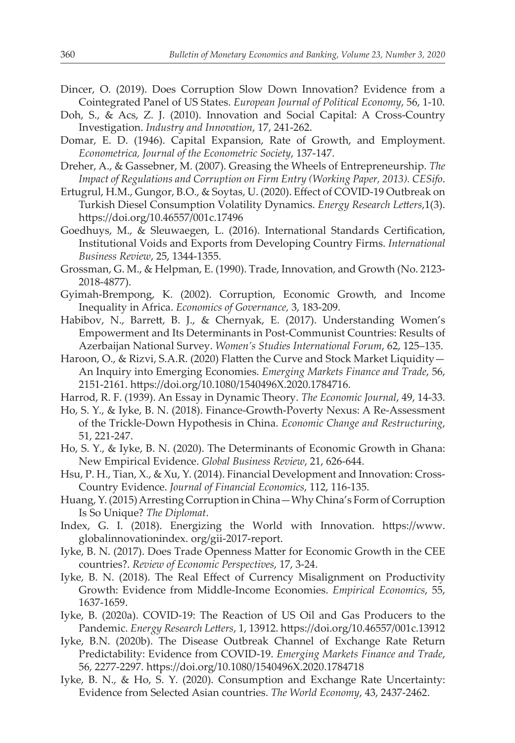Dincer, O. (2019). Does Corruption Slow Down Innovation? Evidence from a Cointegrated Panel of US States. *European Journal of Political Economy*, 56, 1-10.

Doh, S., & Acs, Z. J. (2010). Innovation and Social Capital: A Cross-Country Investigation. *Industry and Innovation*, 17, 241-262.

Domar, E. D. (1946). Capital Expansion, Rate of Growth, and Employment. *Econometrica, Journal of the Econometric Society*, 137-147.

Dreher, A., & Gassebner, M. (2007). Greasing the Wheels of Entrepreneurship. *The Impact of Regulations and Corruption on Firm Entry (Working Paper, 2013). CESifo*.

Ertugrul, H.M., Gungor, B.O., & Soytas, U. (2020). Effect of COVID-19 Outbreak on Turkish Diesel Consumption Volatility Dynamics. *Energy Research Letters*,1(3). https://doi.org/10.46557/001c.17496

Goedhuys, M., & Sleuwaegen, L. (2016). International Standards Certification, Institutional Voids and Exports from Developing Country Firms. *International Business Review*, 25, 1344-1355.

Grossman, G. M., & Helpman, E. (1990). Trade, Innovation, and Growth (No. 2123-2018-4877).

Gyimah-Brempong, K. (2002). Corruption, Economic Growth, and Income Inequality in Africa. *Economics of Governance,* 3, 183-209.

Habibov, N., Barrett, B. J., & Chernyak, E. (2017). Understanding Women's Empowerment and Its Determinants in Post-Communist Countries: Results of Azerbaijan National Survey. *Women's Studies International Forum*, 62, 125–135.

Haroon, O., & Rizvi, S.A.R. (2020) Flatten the Curve and Stock Market Liquidity—An Inquiry into Emerging Economies. *Emerging Markets Finance and Trade*, 56, 2151-2161. https://doi.org/10.1080/1540496X.2020.1784716.

Harrod, R. F. (1939). An Essay in Dynamic Theory. *The Economic Journal*, 49, 14-33.

Ho, S. Y., & Iyke, B. N. (2018). Finance-Growth-Poverty Nexus: A Re-Assessment of the Trickle-Down Hypothesis in China. *Economic Change and Restructuring*, 51, 221-247.

Ho, S. Y., & Iyke, B. N. (2020). The Determinants of Economic Growth in Ghana: New Empirical Evidence. *Global Business Review*, 21, 626-644.

Hsu, P. H., Tian, X., & Xu, Y. (2014). Financial Development and Innovation: Cross-Country Evidence. *Journal of Financial Economics*, 112, 116-135.

Huang, Y. (2015) Arresting Corruption in China—Why China's Form of Corruption Is So Unique? *The Diplomat*.

Index, G. I. (2018). Energizing the World with Innovation. https://www.globalinnovationindex. org/gii-2017-report.

Iyke, B. N. (2017). Does Trade Openness Matter for Economic Growth in the CEE countries?. *Review of Economic Perspectives*, 17, 3-24.

Iyke, B. N. (2018). The Real Effect of Currency Misalignment on Productivity Growth: Evidence from Middle-Income Economies. *Empirical Economics*, 55, 1637-1659.

Iyke, B. (2020a). COVID-19: The Reaction of US Oil and Gas Producers to the Pandemic. *Energy Research Letters*, 1, 13912. https://doi.org/10.46557/001c.13912

Iyke, B.N. (2020b). The Disease Outbreak Channel of Exchange Rate Return Predictability: Evidence from COVID-19. *Emerging Markets Finance and Trade*, 56, 2277-2297. https://doi.org/10.1080/1540496X.2020.1784718

Iyke, B. N., & Ho, S. Y. (2020). Consumption and Exchange Rate Uncertainty: Evidence from Selected Asian countries. *The World Economy*, 43, 2437-2462.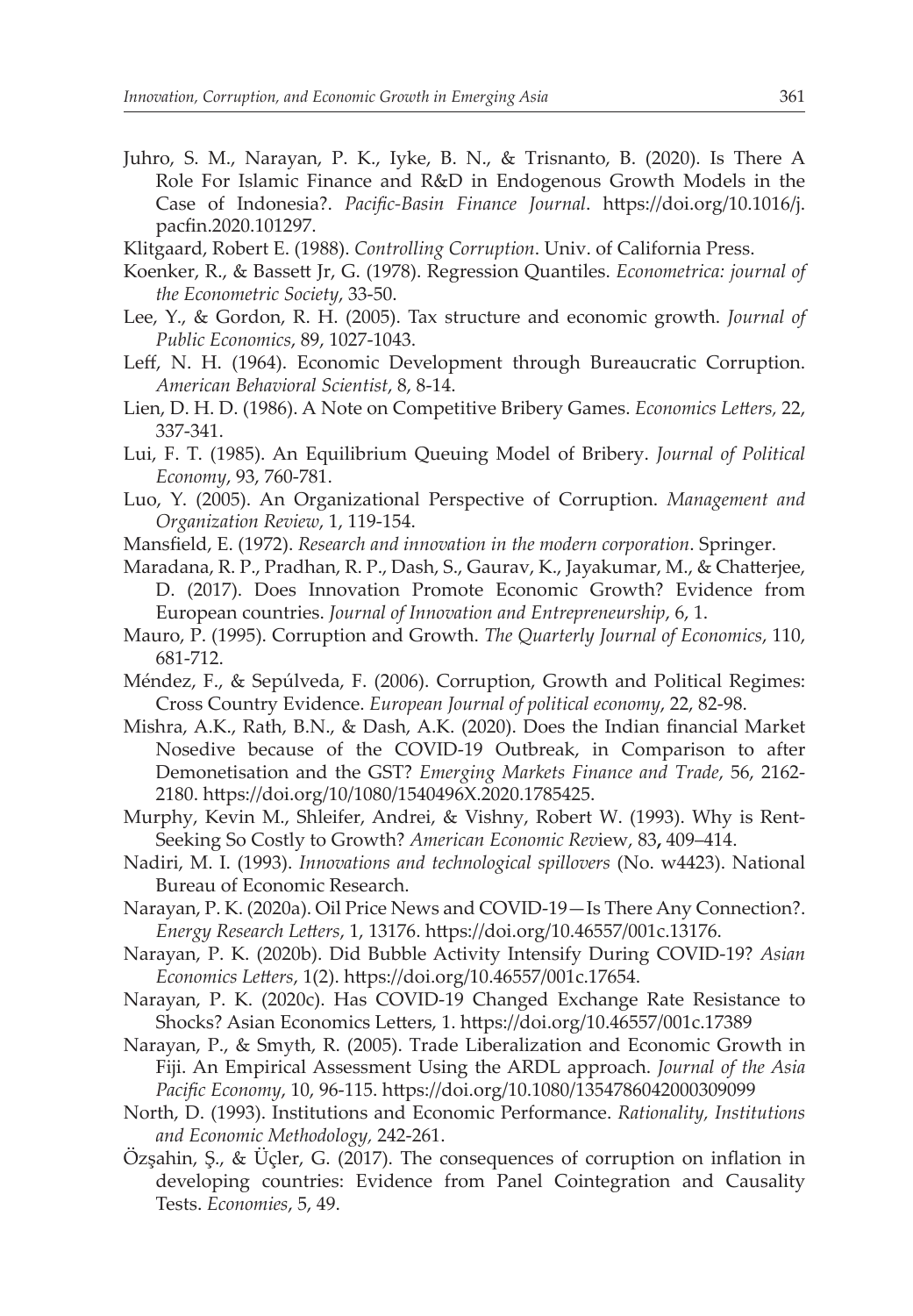Juhro, S. M., Narayan, P. K., Iyke, B. N., & Trisnanto, B. (2020). Is There A Role For Islamic Finance and R&D in Endogenous Growth Models in the Case of Indonesia?. *Pacific-Basin Finance Journal*. https://doi.org/10.1016/j.pacfin.2020.101297.

Klitgaard, Robert E. (1988). *Controlling Corruption*. Univ. of California Press.

Koenker, R., & Bassett Jr, G. (1978). Regression Quantiles. *Econometrica: journal of the Econometric Society*, 33-50.

Lee, Y., & Gordon, R. H. (2005). Tax structure and economic growth. *Journal of Public Economics*, 89, 1027-1043.

Leff, N. H. (1964). Economic Development through Bureaucratic Corruption. *American Behavioral Scientist*, 8, 8-14.

Lien, D. H. D. (1986). A Note on Competitive Bribery Games. *Economics Letters*, 22, 337-341.

Lui, F. T. (1985). An Equilibrium Queuing Model of Bribery. *Journal of Political Economy*, 93, 760-781.

Luo, Y. (2005). An Organizational Perspective of Corruption. *Management and Organization Review*, 1, 119-154.

Mansfield, E. (1972). *Research and innovation in the modern corporation*. Springer.

Maradana, R. P., Pradhan, R. P., Dash, S., Gaurav, K., Jayakumar, M., & Chatterjee, D. (2017). Does Innovation Promote Economic Growth? Evidence from European countries. *Journal of Innovation and Entrepreneurship*, 6, 1.

Mauro, P. (1995). Corruption and Growth. *The Quarterly Journal of Economics*, 110, 681-712.

Méndez, F., & Sepúlveda, F. (2006). Corruption, Growth and Political Regimes: Cross Country Evidence. *European Journal of political economy*, 22, 82-98.

Mishra, A.K., Rath, B.N., & Dash, A.K. (2020). Does the Indian financial Market Nosedive because of the COVID-19 Outbreak, in Comparison to after Demonetisation and the GST? *Emerging Markets Finance and Trade*, 56, 2162-2180. https://doi.org/10/1080/1540496X.2020.1785425.

Murphy, Kevin M., Shleifer, Andrei, & Vishny, Robert W. (1993). Why is Rent-Seeking So Costly to Growth? *American Economic Review*, 83**,** 409–414.

Nadiri, M. I. (1993). *Innovations and technological spillovers* (No. w4423). National Bureau of Economic Research.

Narayan, P. K. (2020a). Oil Price News and COVID-19—Is There Any Connection?. *Energy Research Letters*, 1, 13176. https://doi.org/10.46557/001c.13176.

Narayan, P. K. (2020b). Did Bubble Activity Intensify During COVID-19? *Asian Economics Letters*, 1(2). https://doi.org/10.46557/001c.17654.

Narayan, P. K. (2020c). Has COVID-19 Changed Exchange Rate Resistance to Shocks? Asian Economics Letters, 1. https://doi.org/10.46557/001c.17389

Narayan, P., & Smyth, R. (2005). Trade Liberalization and Economic Growth in Fiji. An Empirical Assessment Using the ARDL approach. *Journal of the Asia Pacific Economy*, 10, 96-115. https://doi.org/10.1080/1354786042000309099

North, D. (1993). Institutions and Economic Performance. *Rationality, Institutions and Economic Methodology*, 242-261.

Özşahin, Ş., & Üçler, G. (2017). The consequences of corruption on inflation in developing countries: Evidence from Panel Cointegration and Causality Tests. *Economies*, 5, 49.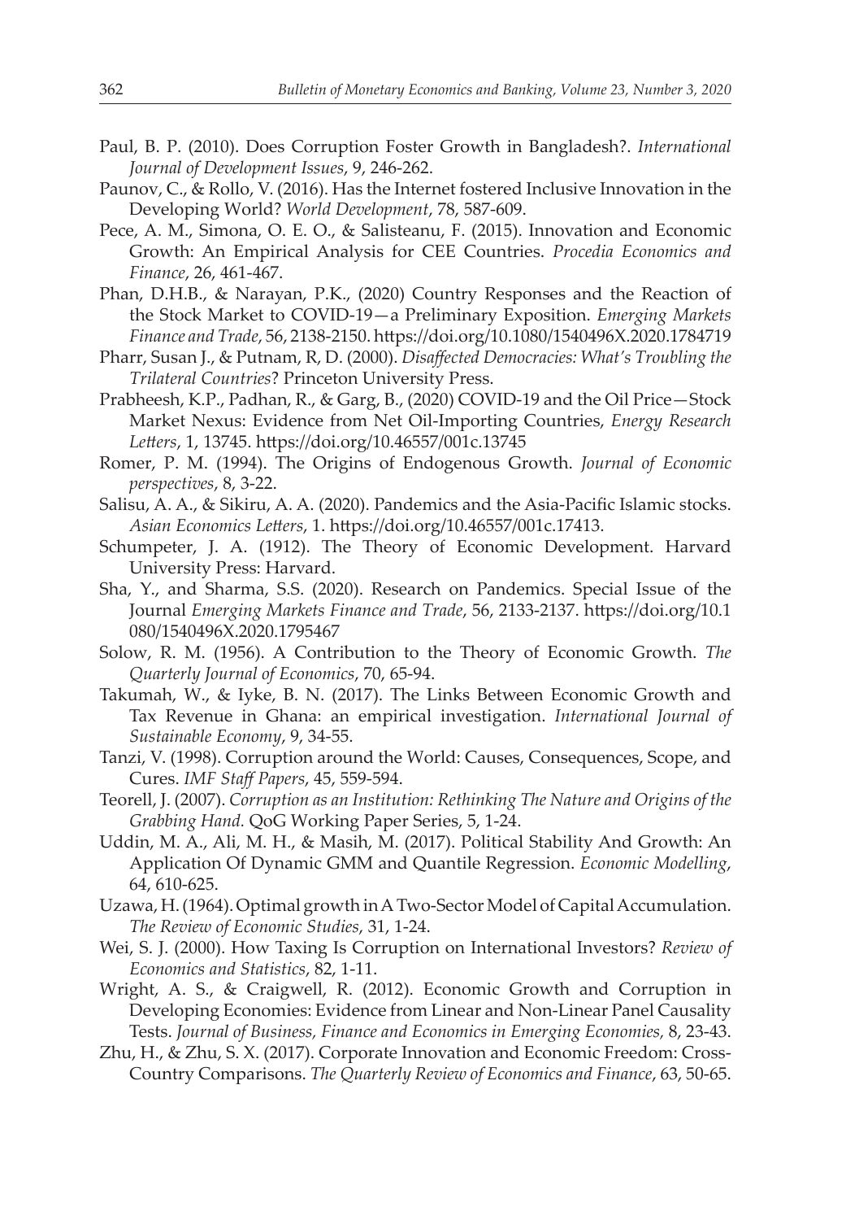Paul, B. P. (2010). Does Corruption Foster Growth in Bangladesh?. *International Journal of Development Issues*, 9, 246-262.

Paunov, C., & Rollo, V. (2016). Has the Internet fostered Inclusive Innovation in the Developing World? *World Development*, 78, 587-609.

Pece, A. M., Simona, O. E. O., & Salisteanu, F. (2015). Innovation and Economic Growth: An Empirical Analysis for CEE Countries. *Procedia Economics and Finance*, 26, 461-467.

Phan, D.H.B., & Narayan, P.K., (2020) Country Responses and the Reaction of the Stock Market to COVID-19—a Preliminary Exposition. *Emerging Markets Finance and Trade*, 56, 2138-2150. https://doi.org/10.1080/1540496X.2020.1784719

Pharr, Susan J., & Putnam, R, D. (2000). *Disaffected Democracies: What's Troubling the Trilateral Countries*? Princeton University Press.

Prabheesh, K.P., Padhan, R., & Garg, B., (2020) COVID-19 and the Oil Price—Stock Market Nexus: Evidence from Net Oil-Importing Countries, *Energy Research Letters*, 1, 13745. https://doi.org/10.46557/001c.13745

Romer, P. M. (1994). The Origins of Endogenous Growth. *Journal of Economic perspectives*, 8, 3-22.

Salisu, A. A., & Sikiru, A. A. (2020). Pandemics and the Asia-Pacific Islamic stocks. *Asian Economics Letters*, 1. https://doi.org/10.46557/001c.17413.

Schumpeter, J. A. (1912). The Theory of Economic Development. Harvard University Press: Harvard.

Sha, Y., and Sharma, S.S. (2020). Research on Pandemics. Special Issue of the Journal *Emerging Markets Finance and Trade*, 56, 2133-2137. https://doi.org/10.1080/1540496X.2020.1795467

Solow, R. M. (1956). A Contribution to the Theory of Economic Growth. *The Quarterly Journal of Economics*, 70, 65-94.

Takumah, W., & Iyke, B. N. (2017). The Links Between Economic Growth and Tax Revenue in Ghana: an empirical investigation. *International Journal of Sustainable Economy*, 9, 34-55.

Tanzi, V. (1998). Corruption around the World: Causes, Consequences, Scope, and Cures. *IMF Staff Papers*, 45, 559-594.

Teorell, J. (2007). *Corruption as an Institution: Rethinking The Nature and Origins of the Grabbing Hand.* QoG Working Paper Series, 5, 1-24.

Uddin, M. A., Ali, M. H., & Masih, M. (2017). Political Stability And Growth: An Application Of Dynamic GMM and Quantile Regression. *Economic Modelling*, 64, 610-625.

Uzawa, H. (1964). Optimal growth in A Two-Sector Model of Capital Accumulation. *The Review of Economic Studies*, 31, 1-24.

Wei, S. J. (2000). How Taxing Is Corruption on International Investors? *Review of Economics and Statistics*, 82, 1-11.

Wright, A. S., & Craigwell, R. (2012). Economic Growth and Corruption in Developing Economies: Evidence from Linear and Non-Linear Panel Causality Tests. *Journal of Business, Finance and Economics in Emerging Economies*, 8, 23-43.

Zhu, H., & Zhu, S. X. (2017). Corporate Innovation and Economic Freedom: Cross-Country Comparisons. *The Quarterly Review of Economics and Finance*, 63, 50-65.